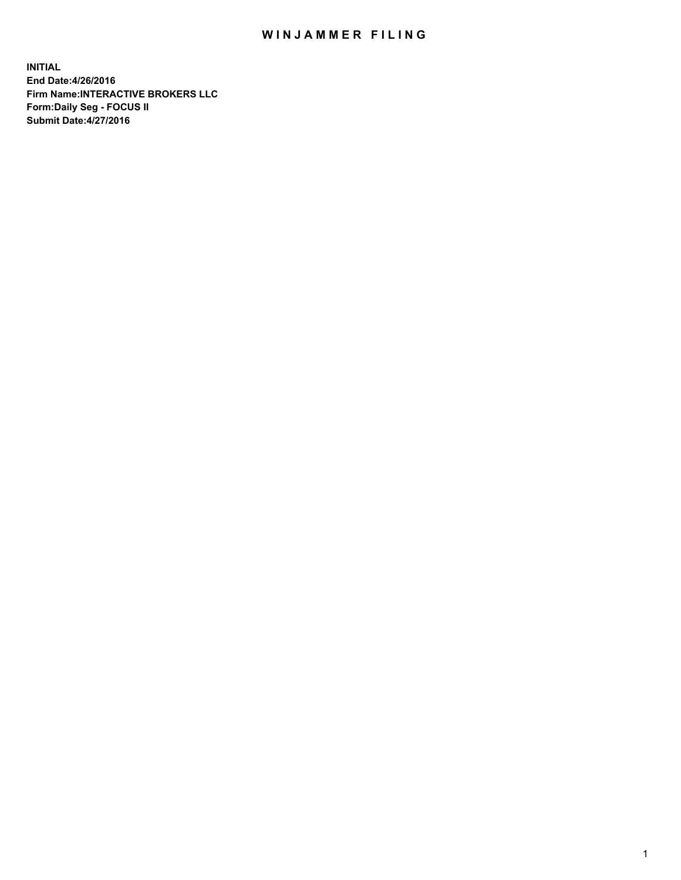# WINJAMMER FILING

**INITIAL**
**End Date:4/26/2016**
**Firm Name:INTERACTIVE BROKERS LLC**
**Form:Daily Seg - FOCUS II**
**Submit Date:4/27/2016**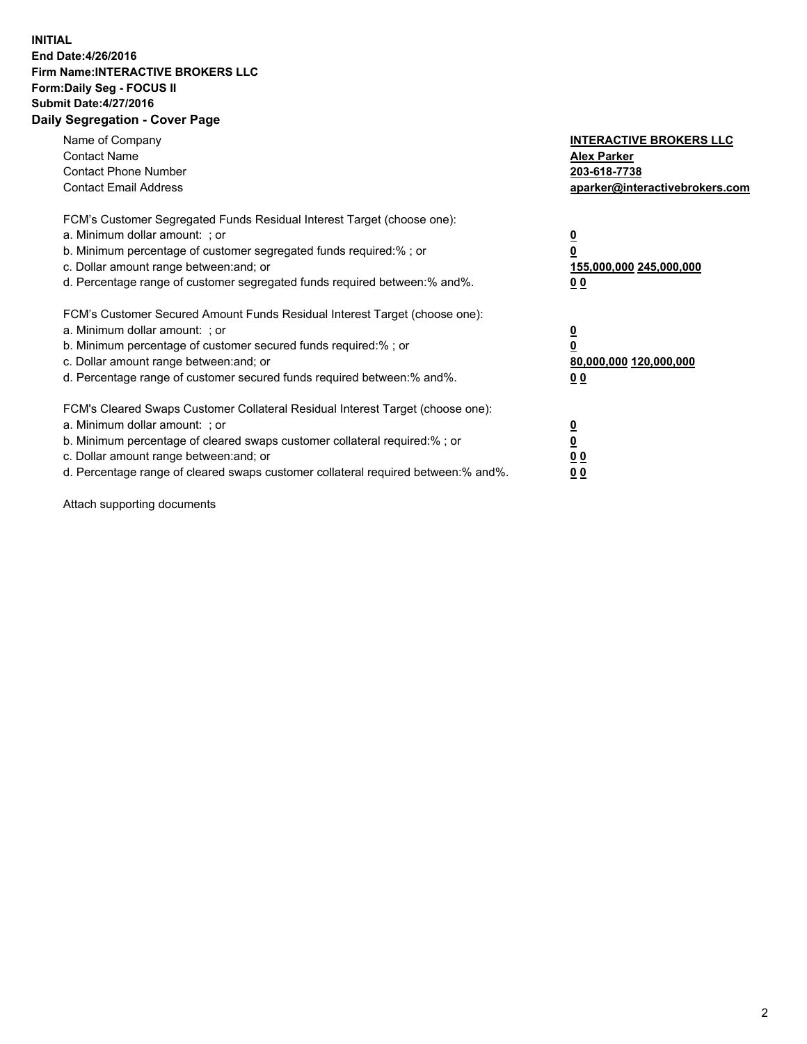**INITIAL**
**End Date:4/26/2016**
**Firm Name:INTERACTIVE BROKERS LLC**
**Form:Daily Seg - FOCUS II**
**Submit Date:4/27/2016**

## Daily Segregation - Cover Page

| | |
|---|---|
| Name of Company | **INTERACTIVE BROKERS LLC** |
| Contact Name | **Alex Parker** |
| Contact Phone Number | **203-618-7738** |
| Contact Email Address | **aparker@interactivebrokers.com** |

FCM's Customer Segregated Funds Residual Interest Target (choose one):

| | |
|---|---|
| a. Minimum dollar amount: ; or | **0** |
| b. Minimum percentage of customer segregated funds required:% ; or | **0** |
| c. Dollar amount range between:and; or | **155,000,000 245,000,000** |
| d. Percentage range of customer segregated funds required between:% and%. | **0 0** |

FCM's Customer Secured Amount Funds Residual Interest Target (choose one):

| | |
|---|---|
| a. Minimum dollar amount: ; or | **0** |
| b. Minimum percentage of customer secured funds required:% ; or | **0** |
| c. Dollar amount range between:and; or | **80,000,000 120,000,000** |
| d. Percentage range of customer secured funds required between:% and%. | **0 0** |

FCM's Cleared Swaps Customer Collateral Residual Interest Target (choose one):

| | |
|---|---|
| a. Minimum dollar amount: ; or | **0** |
| b. Minimum percentage of cleared swaps customer collateral required:% ; or | **0** |
| c. Dollar amount range between:and; or | **0 0** |
| d. Percentage range of cleared swaps customer collateral required between:% and%. | **0 0** |

Attach supporting documents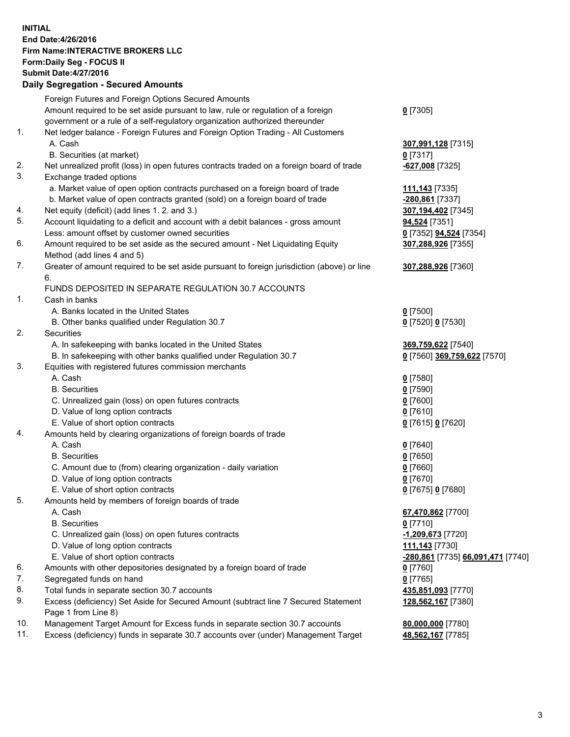**INITIAL**
**End Date:4/26/2016**
**Firm Name:INTERACTIVE BROKERS LLC**
**Form:Daily Seg - FOCUS II**
**Submit Date:4/27/2016**

## Daily Segregation - Secured Amounts

| | | |
|---|---|---|
| | Foreign Futures and Foreign Options Secured Amounts | |
| | Amount required to be set aside pursuant to law, rule or regulation of a foreign government or a rule of a self-regulatory organization authorized thereunder | **0** [7305] |
| 1. | Net ledger balance - Foreign Futures and Foreign Option Trading - All Customers | |
| | A. Cash | **307,991,128** [7315] |
| | B. Securities (at market) | **0** [7317] |
| 2. | Net unrealized profit (loss) in open futures contracts traded on a foreign board of trade | **-627,008** [7325] |
| 3. | Exchange traded options | |
| | a. Market value of open option contracts purchased on a foreign board of trade | **111,143** [7335] |
| | b. Market value of open contracts granted (sold) on a foreign board of trade | **-280,861** [7337] |
| 4. | Net equity (deficit) (add lines 1. 2. and 3.) | **307,194,402** [7345] |
| 5. | Account liquidating to a deficit and account with a debit balances - gross amount | **94,524** [7351] |
| | Less: amount offset by customer owned securities | **0** [7352] **94,524** [7354] |
| 6. | Amount required to be set aside as the secured amount - Net Liquidating Equity Method (add lines 4 and 5) | **307,288,926** [7355] |
| 7. | Greater of amount required to be set aside pursuant to foreign jurisdiction (above) or line 6. | **307,288,926** [7360] |
| | FUNDS DEPOSITED IN SEPARATE REGULATION 30.7 ACCOUNTS | |
| 1. | Cash in banks | |
| | A. Banks located in the United States | **0** [7500] |
| | B. Other banks qualified under Regulation 30.7 | **0** [7520] **0** [7530] |
| 2. | Securities | |
| | A. In safekeeping with banks located in the United States | **369,759,622** [7540] |
| | B. In safekeeping with other banks qualified under Regulation 30.7 | **0** [7560] **369,759,622** [7570] |
| 3. | Equities with registered futures commission merchants | |
| | A. Cash | **0** [7580] |
| | B. Securities | **0** [7590] |
| | C. Unrealized gain (loss) on open futures contracts | **0** [7600] |
| | D. Value of long option contracts | **0** [7610] |
| | E. Value of short option contracts | **0** [7615] **0** [7620] |
| 4. | Amounts held by clearing organizations of foreign boards of trade | |
| | A. Cash | **0** [7640] |
| | B. Securities | **0** [7650] |
| | C. Amount due to (from) clearing organization - daily variation | **0** [7660] |
| | D. Value of long option contracts | **0** [7670] |
| | E. Value of short option contracts | **0** [7675] **0** [7680] |
| 5. | Amounts held by members of foreign boards of trade | |
| | A. Cash | **67,470,862** [7700] |
| | B. Securities | **0** [7710] |
| | C. Unrealized gain (loss) on open futures contracts | **-1,209,673** [7720] |
| | D. Value of long option contracts | **111,143** [7730] |
| | E. Value of short option contracts | **-280,861** [7735] **66,091,471** [7740] |
| 6. | Amounts with other depositories designated by a foreign board of trade | **0** [7760] |
| 7. | Segregated funds on hand | **0** [7765] |
| 8. | Total funds in separate section 30.7 accounts | **435,851,093** [7770] |
| 9. | Excess (deficiency) Set Aside for Secured Amount (subtract line 7 Secured Statement Page 1 from Line 8) | **128,562,167** [7380] |
| 10. | Management Target Amount for Excess funds in separate section 30.7 accounts | **80,000,000** [7780] |
| 11. | Excess (deficiency) funds in separate 30.7 accounts over (under) Management Target | **48,562,167** [7785] |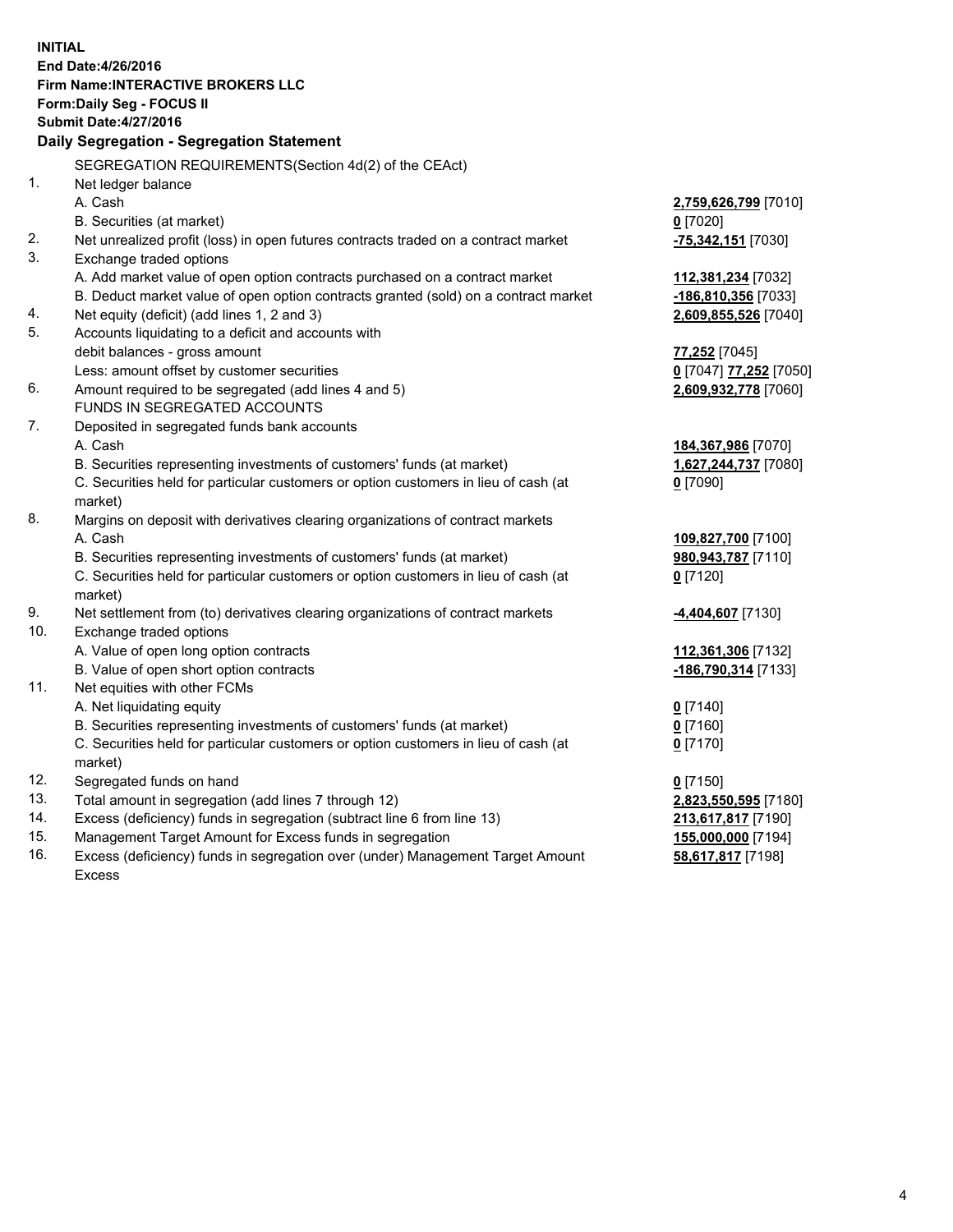**INITIAL**
**End Date:4/26/2016**
**Firm Name:INTERACTIVE BROKERS LLC**
**Form:Daily Seg - FOCUS II**
**Submit Date:4/27/2016**

**Daily Segregation - Segregation Statement**

SEGREGATION REQUIREMENTS(Section 4d(2) of the CEAct)

| | | |
|---|---|---|
| 1. | Net ledger balance | |
| | A. Cash | **2,759,626,799** [7010] |
| | B. Securities (at market) | **0** [7020] |
| 2. | Net unrealized profit (loss) in open futures contracts traded on a contract market | **-75,342,151** [7030] |
| 3. | Exchange traded options | |
| | A. Add market value of open option contracts purchased on a contract market | **112,381,234** [7032] |
| | B. Deduct market value of open option contracts granted (sold) on a contract market | **-186,810,356** [7033] |
| 4. | Net equity (deficit) (add lines 1, 2 and 3) | **2,609,855,526** [7040] |
| 5. | Accounts liquidating to a deficit and accounts with | |
| | debit balances - gross amount | **77,252** [7045] |
| | Less: amount offset by customer securities | **0** [7047] **77,252** [7050] |
| 6. | Amount required to be segregated (add lines 4 and 5) | **2,609,932,778** [7060] |
| | FUNDS IN SEGREGATED ACCOUNTS | |
| 7. | Deposited in segregated funds bank accounts | |
| | A. Cash | **184,367,986** [7070] |
| | B. Securities representing investments of customers' funds (at market) | **1,627,244,737** [7080] |
| | C. Securities held for particular customers or option customers in lieu of cash (at market) | **0** [7090] |
| 8. | Margins on deposit with derivatives clearing organizations of contract markets | |
| | A. Cash | **109,827,700** [7100] |
| | B. Securities representing investments of customers' funds (at market) | **980,943,787** [7110] |
| | C. Securities held for particular customers or option customers in lieu of cash (at market) | **0** [7120] |
| 9. | Net settlement from (to) derivatives clearing organizations of contract markets | **-4,404,607** [7130] |
| 10. | Exchange traded options | |
| | A. Value of open long option contracts | **112,361,306** [7132] |
| | B. Value of open short option contracts | **-186,790,314** [7133] |
| 11. | Net equities with other FCMs | |
| | A. Net liquidating equity | **0** [7140] |
| | B. Securities representing investments of customers' funds (at market) | **0** [7160] |
| | C. Securities held for particular customers or option customers in lieu of cash (at market) | **0** [7170] |
| 12. | Segregated funds on hand | **0** [7150] |
| 13. | Total amount in segregation (add lines 7 through 12) | **2,823,550,595** [7180] |
| 14. | Excess (deficiency) funds in segregation (subtract line 6 from line 13) | **213,617,817** [7190] |
| 15. | Management Target Amount for Excess funds in segregation | **155,000,000** [7194] |
| 16. | Excess (deficiency) funds in segregation over (under) Management Target Amount Excess | **58,617,817** [7198] |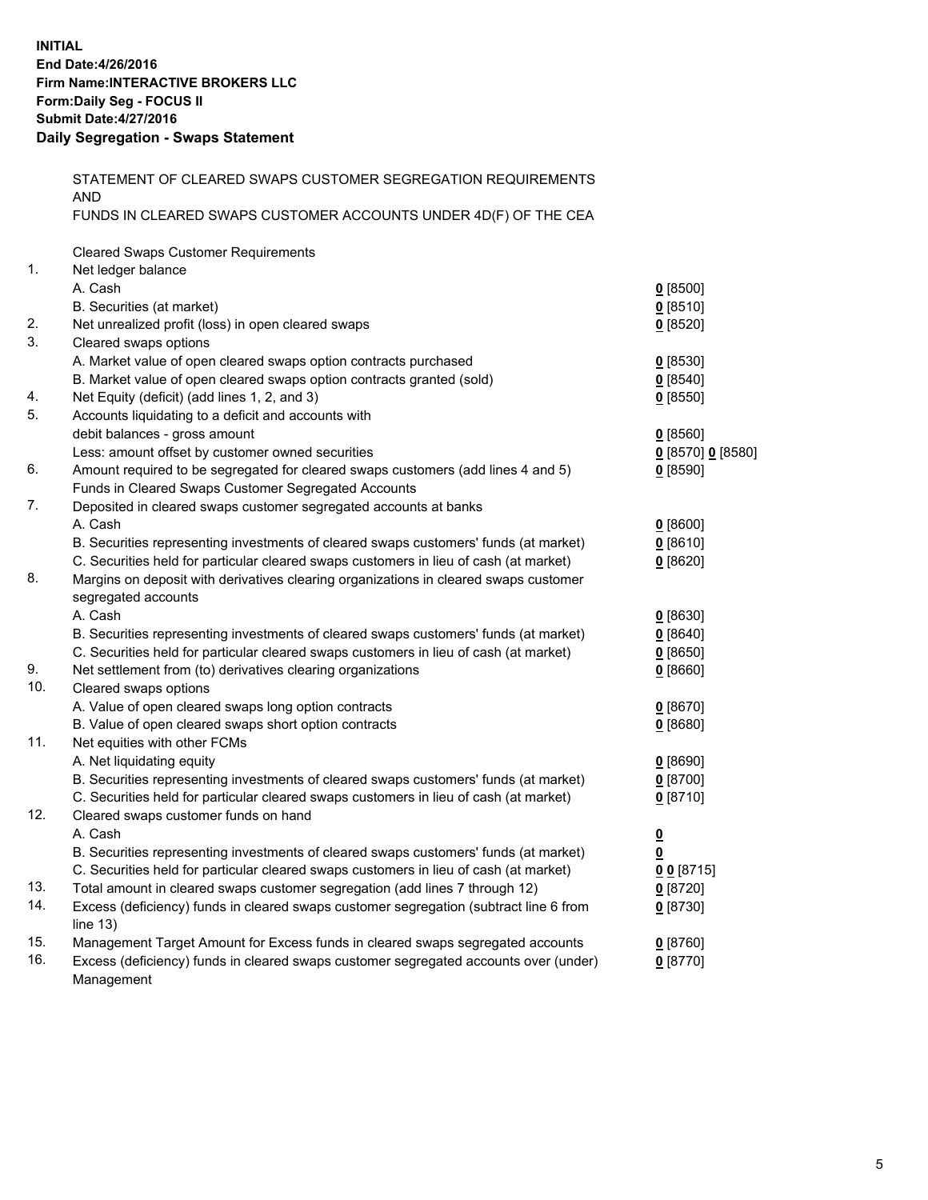**INITIAL**
**End Date:4/26/2016**
**Firm Name:INTERACTIVE BROKERS LLC**
**Form:Daily Seg - FOCUS II**
**Submit Date:4/27/2016**
**Daily Segregation - Swaps Statement**

STATEMENT OF CLEARED SWAPS CUSTOMER SEGREGATION REQUIREMENTS AND FUNDS IN CLEARED SWAPS CUSTOMER ACCOUNTS UNDER 4D(F) OF THE CEA

| | | |
|---|---|---|
| | Cleared Swaps Customer Requirements | |
| 1. | Net ledger balance | |
| | A. Cash | 0 [8500] |
| | B. Securities (at market) | 0 [8510] |
| 2. | Net unrealized profit (loss) in open cleared swaps | 0 [8520] |
| 3. | Cleared swaps options | |
| | A. Market value of open cleared swaps option contracts purchased | 0 [8530] |
| | B. Market value of open cleared swaps option contracts granted (sold) | 0 [8540] |
| 4. | Net Equity (deficit) (add lines 1, 2, and 3) | 0 [8550] |
| 5. | Accounts liquidating to a deficit and accounts with debit balances - gross amount | 0 [8560] |
| | Less: amount offset by customer owned securities | 0 [8570] 0 [8580] |
| 6. | Amount required to be segregated for cleared swaps customers (add lines 4 and 5) | 0 [8590] |
| | Funds in Cleared Swaps Customer Segregated Accounts | |
| 7. | Deposited in cleared swaps customer segregated accounts at banks | |
| | A. Cash | 0 [8600] |
| | B. Securities representing investments of cleared swaps customers' funds (at market) | 0 [8610] |
| | C. Securities held for particular cleared swaps customers in lieu of cash (at market) | 0 [8620] |
| 8. | Margins on deposit with derivatives clearing organizations in cleared swaps customer segregated accounts | |
| | A. Cash | 0 [8630] |
| | B. Securities representing investments of cleared swaps customers' funds (at market) | 0 [8640] |
| | C. Securities held for particular cleared swaps customers in lieu of cash (at market) | 0 [8650] |
| 9. | Net settlement from (to) derivatives clearing organizations | 0 [8660] |
| 10. | Cleared swaps options | |
| | A. Value of open cleared swaps long option contracts | 0 [8670] |
| | B. Value of open cleared swaps short option contracts | 0 [8680] |
| 11. | Net equities with other FCMs | |
| | A. Net liquidating equity | 0 [8690] |
| | B. Securities representing investments of cleared swaps customers' funds (at market) | 0 [8700] |
| | C. Securities held for particular cleared swaps customers in lieu of cash (at market) | 0 [8710] |
| 12. | Cleared swaps customer funds on hand | |
| | A. Cash | 0 |
| | B. Securities representing investments of cleared swaps customers' funds (at market) | 0 |
| | C. Securities held for particular cleared swaps customers in lieu of cash (at market) | 0 0 [8715] |
| 13. | Total amount in cleared swaps customer segregation (add lines 7 through 12) | 0 [8720] |
| 14. | Excess (deficiency) funds in cleared swaps customer segregation (subtract line 6 from line 13) | 0 [8730] |
| 15. | Management Target Amount for Excess funds in cleared swaps segregated accounts | 0 [8760] |
| 16. | Excess (deficiency) funds in cleared swaps customer segregated accounts over (under) Management | 0 [8770] |